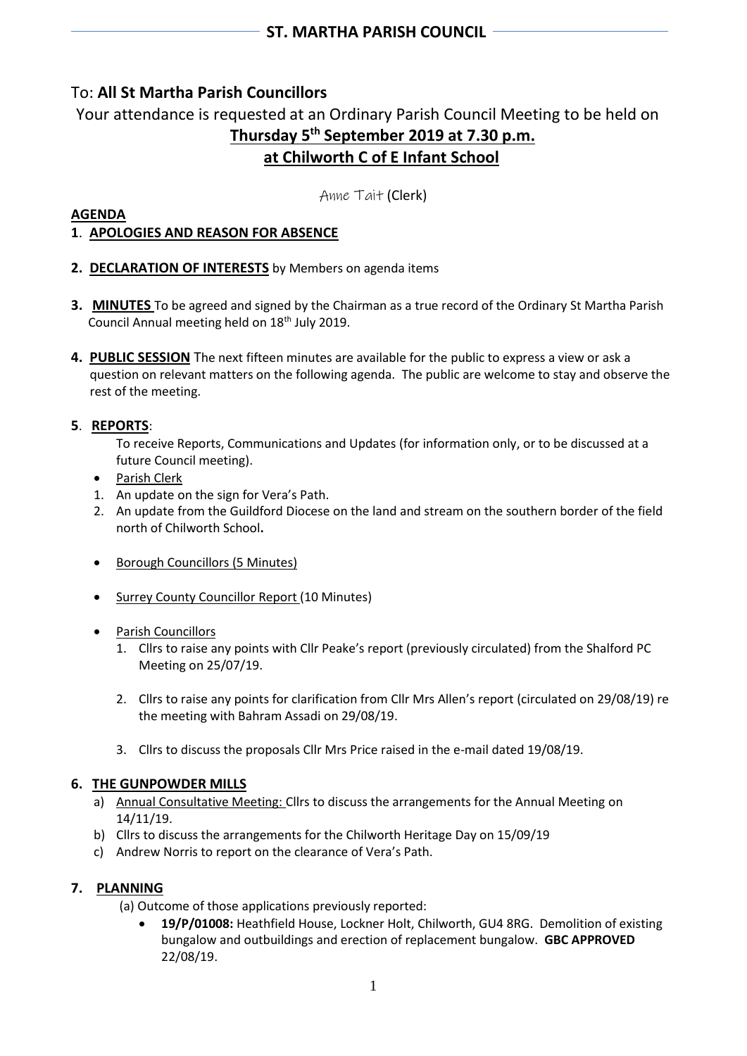## ST. MARTHA PARISH COUNCIL

To: **All St Martha Parish Councillors**

Your attendance is requested at an Ordinary Parish Council Meeting to be held on

**Thursday 5th September 2019 at 7.30 p.m.**

**at Chilworth C of E Infant School**

Anne Tait (Clerk)

**AGENDA**

**1. APOLOGIES AND REASON FOR ABSENCE**

**2. DECLARATION OF INTERESTS** by Members on agenda items

**3. MINUTES** To be agreed and signed by the Chairman as a true record of the Ordinary St Martha Parish Council Annual meeting held on 18th July 2019.

**4. PUBLIC SESSION** The next fifteen minutes are available for the public to express a view or ask a question on relevant matters on the following agenda. The public are welcome to stay and observe the rest of the meeting.

**5. REPORTS**:

To receive Reports, Communications and Updates (for information only, or to be discussed at a future Council meeting).

- Parish Clerk
1. An update on the sign for Vera's Path.
2. An update from the Guildford Diocese on the land and stream on the southern border of the field north of Chilworth School**.**

- Borough Councillors (5 Minutes)

- Surrey County Councillor Report (10 Minutes)

- Parish Councillors
  1. Cllrs to raise any points with Cllr Peake's report (previously circulated) from the Shalford PC Meeting on 25/07/19.
  2. Cllrs to raise any points for clarification from Cllr Mrs Allen's report (circulated on 29/08/19) re the meeting with Bahram Assadi on 29/08/19.
  3. Cllrs to discuss the proposals Cllr Mrs Price raised in the e-mail dated 19/08/19.

**6. THE GUNPOWDER MILLS**

a) Annual Consultative Meeting: Cllrs to discuss the arrangements for the Annual Meeting on 14/11/19.

b) Cllrs to discuss the arrangements for the Chilworth Heritage Day on 15/09/19

c) Andrew Norris to report on the clearance of Vera's Path.

**7. PLANNING**

(a) Outcome of those applications previously reported:

- **19/P/01008:** Heathfield House, Lockner Holt, Chilworth, GU4 8RG. Demolition of existing bungalow and outbuildings and erection of replacement bungalow. **GBC APPROVED** 22/08/19.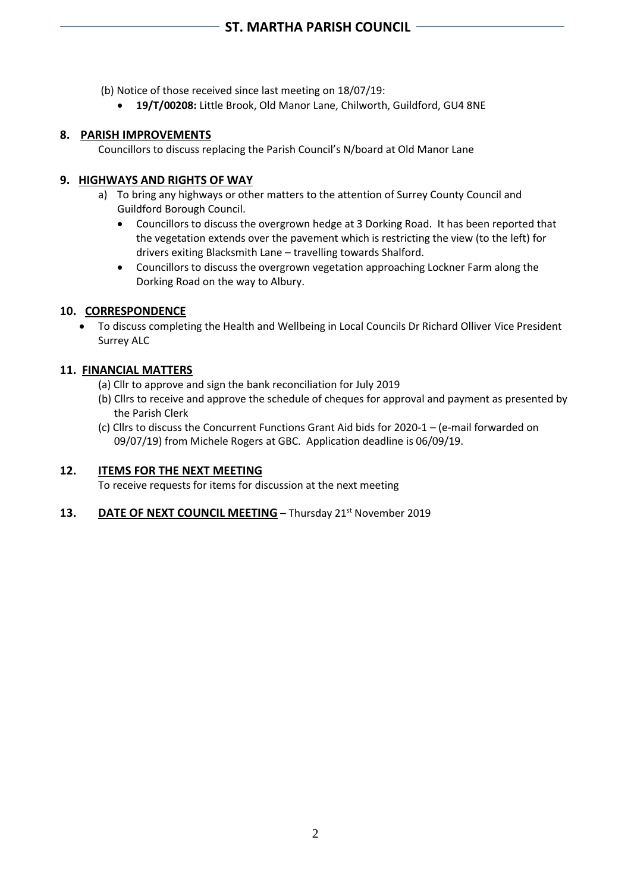(b) Notice of those received since last meeting on 18/07/19:

- **19/T/00208:** Little Brook, Old Manor Lane, Chilworth, Guildford, GU4 8NE

## 8. PARISH IMPROVEMENTS

Councillors to discuss replacing the Parish Council's N/board at Old Manor Lane

## 9. HIGHWAYS AND RIGHTS OF WAY

a) To bring any highways or other matters to the attention of Surrey County Council and Guildford Borough Council.
   - Councillors to discuss the overgrown hedge at 3 Dorking Road. It has been reported that the vegetation extends over the pavement which is restricting the view (to the left) for drivers exiting Blacksmith Lane – travelling towards Shalford.
   - Councillors to discuss the overgrown vegetation approaching Lockner Farm along the Dorking Road on the way to Albury.

## 10. CORRESPONDENCE

- To discuss completing the Health and Wellbeing in Local Councils Dr Richard Olliver Vice President Surrey ALC

## 11. FINANCIAL MATTERS

(a) Cllr to approve and sign the bank reconciliation for July 2019

(b) Cllrs to receive and approve the schedule of cheques for approval and payment as presented by the Parish Clerk

(c) Cllrs to discuss the Concurrent Functions Grant Aid bids for 2020-1 – (e-mail forwarded on 09/07/19) from Michele Rogers at GBC. Application deadline is 06/09/19.

## 12. ITEMS FOR THE NEXT MEETING

To receive requests for items for discussion at the next meeting

## 13. DATE OF NEXT COUNCIL MEETING – Thursday 21st November 2019